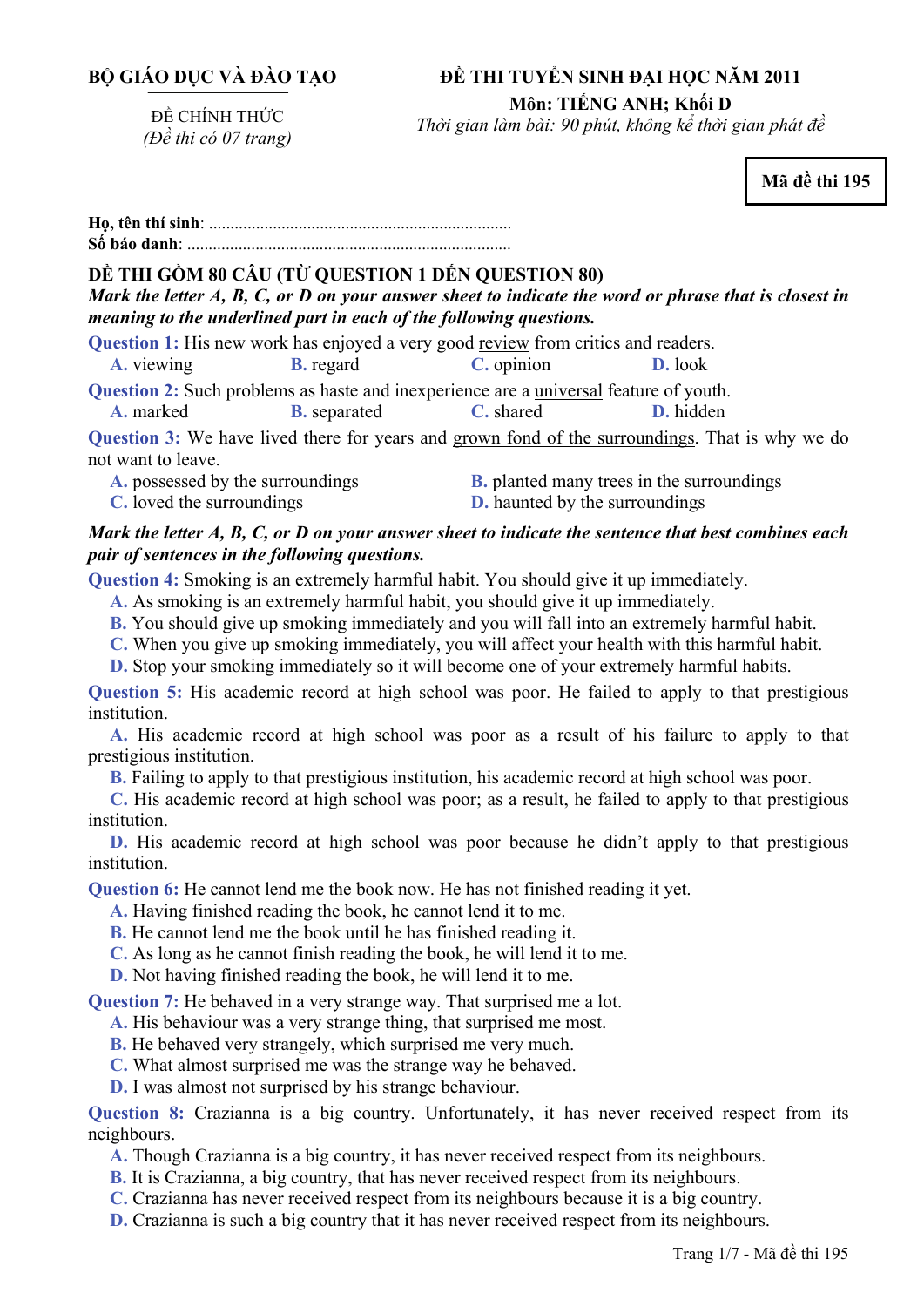**BỘ GIÁO DỤC VÀ ĐÀO TẠO**

ĐỀ CHÍNH THỨC
*(Đề thi có 07 trang)*

**ĐỀ THI TUYỂN SINH ĐẠI HỌC NĂM 2011**
**Môn: TIẾNG ANH; Khối D**
*Thời gian làm bài: 90 phút, không kể thời gian phát đề*

**Mã đề thi 195**

**Họ, tên thí sinh**: .......................................................................
**Số báo danh**: ............................................................................

**ĐỀ THI GỒM 80 CÂU (TỪ QUESTION 1 ĐẾN QUESTION 80)**

***Mark the letter A, B, C, or D on your answer sheet to indicate the word or phrase that is closest in meaning to the underlined part in each of the following questions.***

**Question 1:** His new work has enjoyed a very good <u>review</u> from critics and readers.
- **A.** viewing
- **B.** regard
- **C.** opinion
- **D.** look

**Question 2:** Such problems as haste and inexperience are a <u>universal</u> feature of youth.
- **A.** marked
- **B.** separated
- **C.** shared
- **D.** hidden

**Question 3:** We have lived there for years and <u>grown fond of the surroundings</u>. That is why we do not want to leave.
- **A.** possessed by the surroundings
- **B.** planted many trees in the surroundings
- **C.** loved the surroundings
- **D.** haunted by the surroundings

***Mark the letter A, B, C, or D on your answer sheet to indicate the sentence that best combines each pair of sentences in the following questions.***

**Question 4:** Smoking is an extremely harmful habit. You should give it up immediately.
- **A.** As smoking is an extremely harmful habit, you should give it up immediately.
- **B.** You should give up smoking immediately and you will fall into an extremely harmful habit.
- **C.** When you give up smoking immediately, you will affect your health with this harmful habit.
- **D.** Stop your smoking immediately so it will become one of your extremely harmful habits.

**Question 5:** His academic record at high school was poor. He failed to apply to that prestigious institution.
- **A.** His academic record at high school was poor as a result of his failure to apply to that prestigious institution.
- **B.** Failing to apply to that prestigious institution, his academic record at high school was poor.
- **C.** His academic record at high school was poor; as a result, he failed to apply to that prestigious institution.
- **D.** His academic record at high school was poor because he didn't apply to that prestigious institution.

**Question 6:** He cannot lend me the book now. He has not finished reading it yet.
- **A.** Having finished reading the book, he cannot lend it to me.
- **B.** He cannot lend me the book until he has finished reading it.
- **C.** As long as he cannot finish reading the book, he will lend it to me.
- **D.** Not having finished reading the book, he will lend it to me.

**Question 7:** He behaved in a very strange way. That surprised me a lot.
- **A.** His behaviour was a very strange thing, that surprised me most.
- **B.** He behaved very strangely, which surprised me very much.
- **C.** What almost surprised me was the strange way he behaved.
- **D.** I was almost not surprised by his strange behaviour.

**Question 8:** Crazianna is a big country. Unfortunately, it has never received respect from its neighbours.
- **A.** Though Crazianna is a big country, it has never received respect from its neighbours.
- **B.** It is Crazianna, a big country, that has never received respect from its neighbours.
- **C.** Crazianna has never received respect from its neighbours because it is a big country.
- **D.** Crazianna is such a big country that it has never received respect from its neighbours.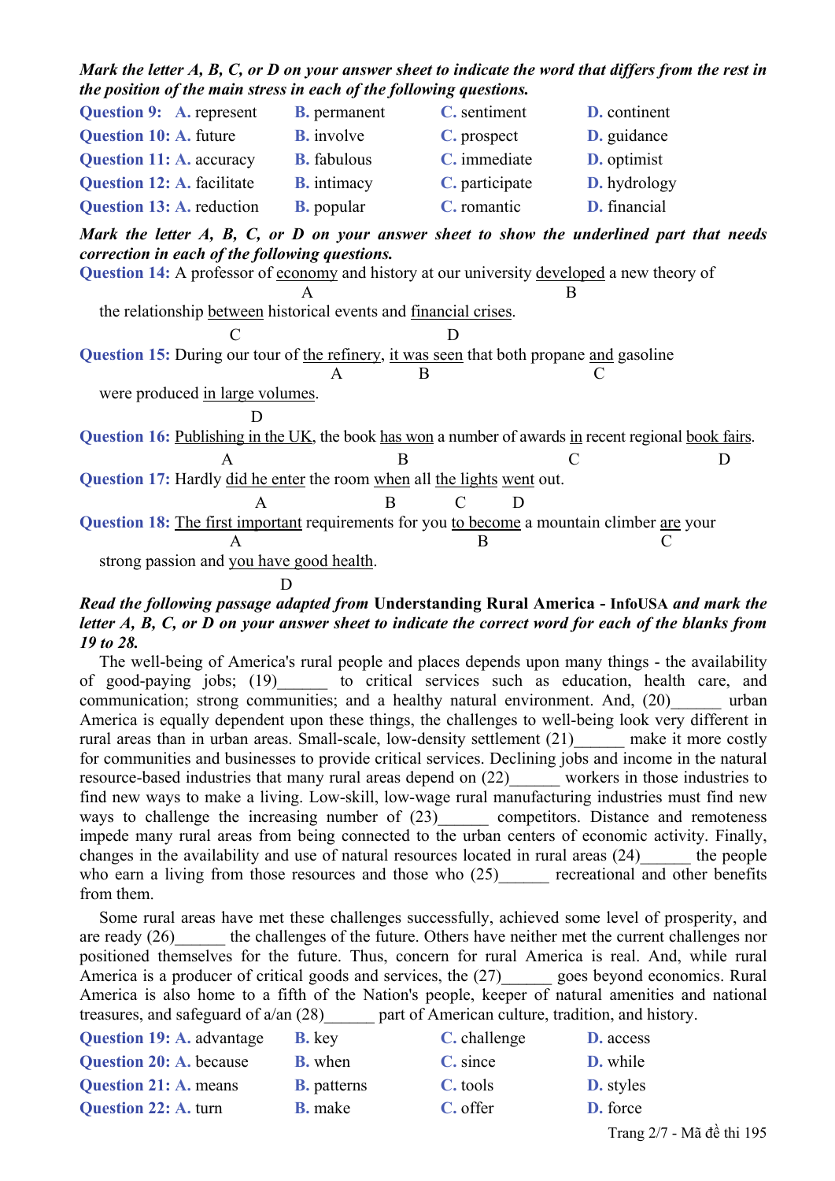***Mark the letter A, B, C, or D on your answer sheet to indicate the word that differs from the rest in the position of the main stress in each of the following questions.***

**Question 9:** **A.** represent **B.** permanent **C.** sentiment **D.** continent

**Question 10:** **A.** future **B.** involve **C.** prospect **D.** guidance

**Question 11:** **A.** accuracy **B.** fabulous **C.** immediate **D.** optimist

**Question 12:** **A.** facilitate **B.** intimacy **C.** participate **D.** hydrology

**Question 13:** **A.** reduction **B.** popular **C.** romantic **D.** financial

***Mark the letter A, B, C, or D on your answer sheet to show the underlined part that needs correction in each of the following questions.***

**Question 14:** A professor of economy (A) and history at our university developed (B) a new theory of the relationship between (C) historical events and financial crises (D).

**Question 15:** During our tour of the refinery (A), it was seen (B) that both propane and (C) gasoline were produced in large volumes (D).

**Question 16:** Publishing in the UK (A), the book has won (B) a number of awards in (C) recent regional book fairs (D).

**Question 17:** Hardly did he enter (A) the room when (B) all the lights (C) went (D) out.

**Question 18:** The first important (A) requirements for you to become (B) a mountain climber are (C) your strong passion and you have good health (D).

***Read the following passage adapted from* Understanding Rural America - InfoUSA *and mark the letter A, B, C, or D on your answer sheet to indicate the correct word for each of the blanks from 19 to 28.***

The well-being of America's rural people and places depends upon many things - the availability of good-paying jobs; (19)______ to critical services such as education, health care, and communication; strong communities; and a healthy natural environment. And, (20)______ urban America is equally dependent upon these things, the challenges to well-being look very different in rural areas than in urban areas. Small-scale, low-density settlement (21)______ make it more costly for communities and businesses to provide critical services. Declining jobs and income in the natural resource-based industries that many rural areas depend on (22)______ workers in those industries to find new ways to make a living. Low-skill, low-wage rural manufacturing industries must find new ways to challenge the increasing number of (23)______ competitors. Distance and remoteness impede many rural areas from being connected to the urban centers of economic activity. Finally, changes in the availability and use of natural resources located in rural areas (24)______ the people who earn a living from those resources and those who (25)______ recreational and other benefits from them.

Some rural areas have met these challenges successfully, achieved some level of prosperity, and are ready (26)______ the challenges of the future. Others have neither met the current challenges nor positioned themselves for the future. Thus, concern for rural America is real. And, while rural America is a producer of critical goods and services, the (27)______ goes beyond economics. Rural America is also home to a fifth of the Nation's people, keeper of natural amenities and national treasures, and safeguard of a/an (28)______ part of American culture, tradition, and history.

**Question 19:** **A.** advantage **B.** key **C.** challenge **D.** access

**Question 20:** **A.** because **B.** when **C.** since **D.** while

**Question 21:** **A.** means **B.** patterns **C.** tools **D.** styles

**Question 22:** **A.** turn **B.** make **C.** offer **D.** force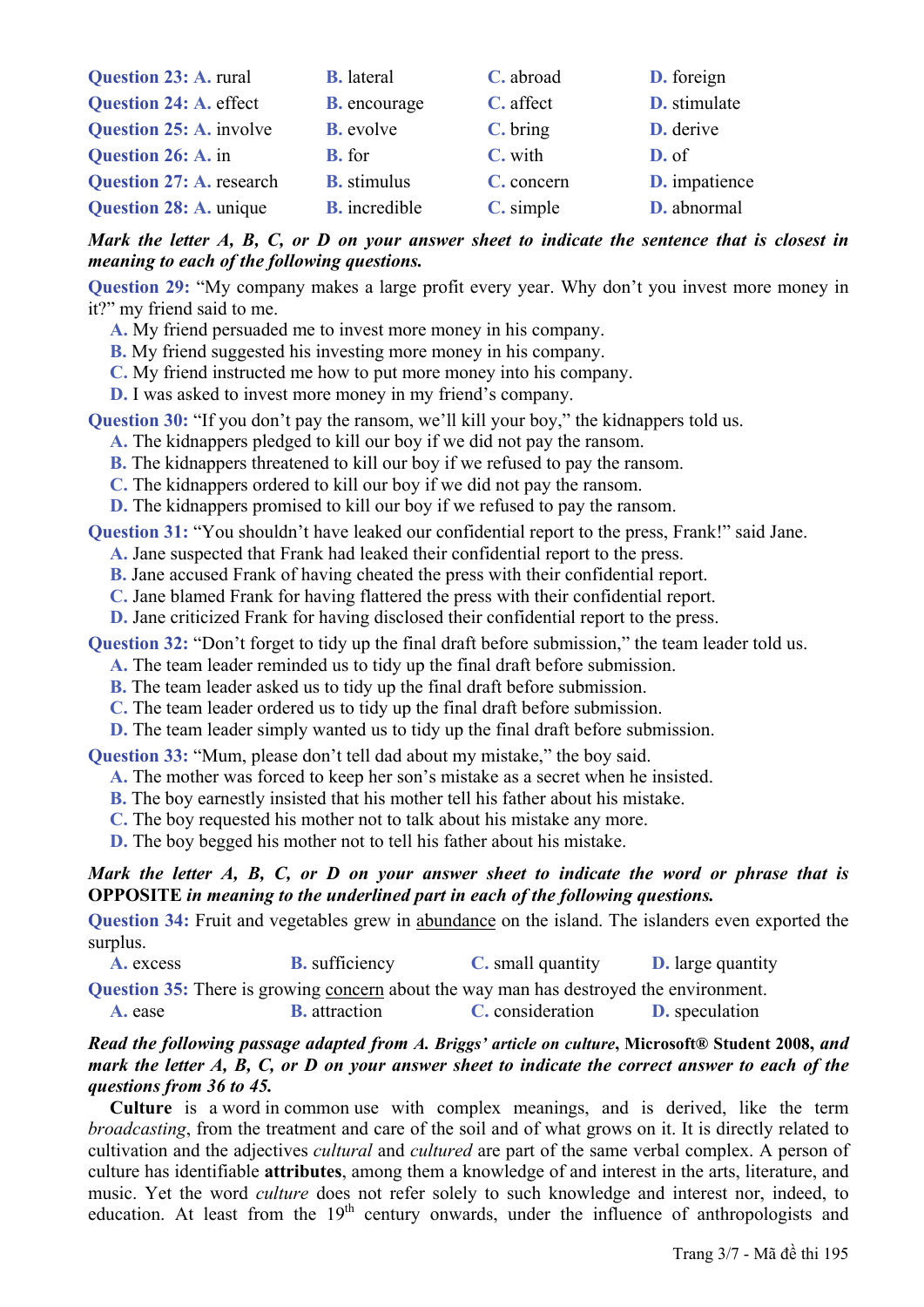**Question 23:** **A.** rural **B.** lateral **C.** abroad **D.** foreign

**Question 24:** **A.** effect **B.** encourage **C.** affect **D.** stimulate

**Question 25:** **A.** involve **B.** evolve **C.** bring **D.** derive

**Question 26:** **A.** in **B.** for **C.** with **D.** of

**Question 27:** **A.** research **B.** stimulus **C.** concern **D.** impatience

**Question 28:** **A.** unique **B.** incredible **C.** simple **D.** abnormal

***Mark the letter A, B, C, or D on your answer sheet to indicate the sentence that is closest in meaning to each of the following questions.***

**Question 29:** "My company makes a large profit every year. Why don't you invest more money in it?" my friend said to me.

**A.** My friend persuaded me to invest more money in his company.
**B.** My friend suggested his investing more money in his company.
**C.** My friend instructed me how to put more money into his company.
**D.** I was asked to invest more money in my friend's company.

**Question 30:** "If you don't pay the ransom, we'll kill your boy," the kidnappers told us.

**A.** The kidnappers pledged to kill our boy if we did not pay the ransom.
**B.** The kidnappers threatened to kill our boy if we refused to pay the ransom.
**C.** The kidnappers ordered to kill our boy if we did not pay the ransom.
**D.** The kidnappers promised to kill our boy if we refused to pay the ransom.

**Question 31:** "You shouldn't have leaked our confidential report to the press, Frank!" said Jane.

**A.** Jane suspected that Frank had leaked their confidential report to the press.
**B.** Jane accused Frank of having cheated the press with their confidential report.
**C.** Jane blamed Frank for having flattered the press with their confidential report.
**D.** Jane criticized Frank for having disclosed their confidential report to the press.

**Question 32:** "Don't forget to tidy up the final draft before submission," the team leader told us.

**A.** The team leader reminded us to tidy up the final draft before submission.
**B.** The team leader asked us to tidy up the final draft before submission.
**C.** The team leader ordered us to tidy up the final draft before submission.
**D.** The team leader simply wanted us to tidy up the final draft before submission.

**Question 33:** "Mum, please don't tell dad about my mistake," the boy said.

**A.** The mother was forced to keep her son's mistake as a secret when he insisted.
**B.** The boy earnestly insisted that his mother tell his father about his mistake.
**C.** The boy requested his mother not to talk about his mistake any more.
**D.** The boy begged his mother not to tell his father about his mistake.

***Mark the letter A, B, C, or D on your answer sheet to indicate the word or phrase that is*** **OPPOSITE** ***in meaning to the underlined part in each of the following questions.***

**Question 34:** Fruit and vegetables grew in <u>abundance</u> on the island. The islanders even exported the surplus.

**A.** excess **B.** sufficiency **C.** small quantity **D.** large quantity

**Question 35:** There is growing <u>concern</u> about the way man has destroyed the environment.

**A.** ease **B.** attraction **C.** consideration **D.** speculation

***Read the following passage adapted from A. Briggs' article on culture*, Microsoft® Student 2008, *and mark the letter A, B, C, or D on your answer sheet to indicate the correct answer to each of the questions from 36 to 45.***

**Culture** is a word in common use with complex meanings, and is derived, like the term *broadcasting*, from the treatment and care of the soil and of what grows on it. It is directly related to cultivation and the adjectives *cultural* and *cultured* are part of the same verbal complex. A person of culture has identifiable **attributes**, among them a knowledge of and interest in the arts, literature, and music. Yet the word *culture* does not refer solely to such knowledge and interest nor, indeed, to education. At least from the 19th century onwards, under the influence of anthropologists and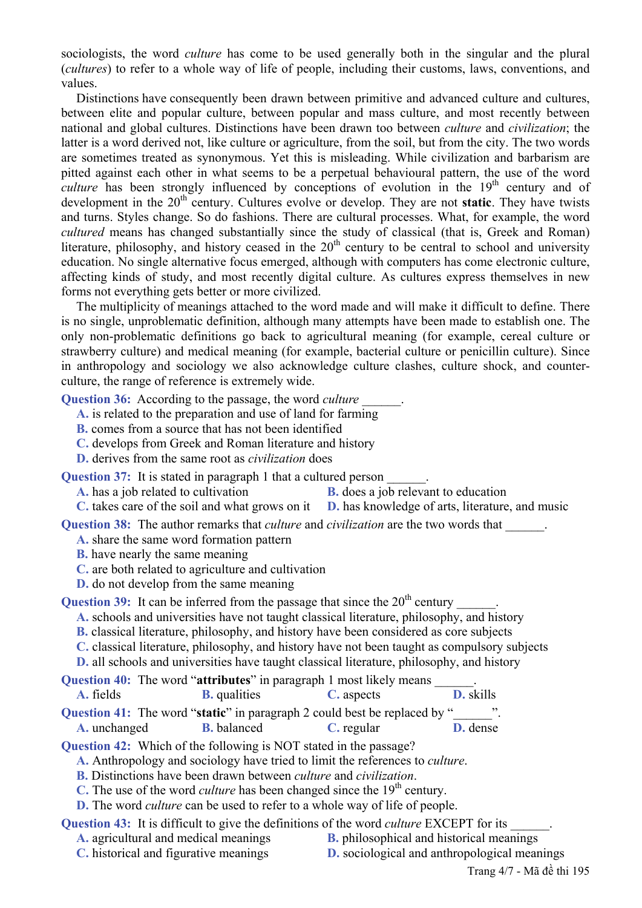sociologists, the word *culture* has come to be used generally both in the singular and the plural (*cultures*) to refer to a whole way of life of people, including their customs, laws, conventions, and values.

Distinctions have consequently been drawn between primitive and advanced culture and cultures, between elite and popular culture, between popular and mass culture, and most recently between national and global cultures. Distinctions have been drawn too between *culture* and *civilization*; the latter is a word derived not, like culture or agriculture, from the soil, but from the city. The two words are sometimes treated as synonymous. Yet this is misleading. While civilization and barbarism are pitted against each other in what seems to be a perpetual behavioural pattern, the use of the word *culture* has been strongly influenced by conceptions of evolution in the 19th century and of development in the 20th century. Cultures evolve or develop. They are not **static**. They have twists and turns. Styles change. So do fashions. There are cultural processes. What, for example, the word *cultured* means has changed substantially since the study of classical (that is, Greek and Roman) literature, philosophy, and history ceased in the 20th century to be central to school and university education. No single alternative focus emerged, although with computers has come electronic culture, affecting kinds of study, and most recently digital culture. As cultures express themselves in new forms not everything gets better or more civilized.

The multiplicity of meanings attached to the word made and will make it difficult to define. There is no single, unproblematic definition, although many attempts have been made to establish one. The only non-problematic definitions go back to agricultural meaning (for example, cereal culture or strawberry culture) and medical meaning (for example, bacterial culture or penicillin culture). Since in anthropology and sociology we also acknowledge culture clashes, culture shock, and counter-culture, the range of reference is extremely wide.

**Question 36:** According to the passage, the word *culture* ______.
- **A.** is related to the preparation and use of land for farming
- **B.** comes from a source that has not been identified
- **C.** develops from Greek and Roman literature and history
- **D.** derives from the same root as *civilization* does

**Question 37:** It is stated in paragraph 1 that a cultured person ______.
- **A.** has a job related to cultivation
- **B.** does a job relevant to education
- **C.** takes care of the soil and what grows on it
- **D.** has knowledge of arts, literature, and music

**Question 38:** The author remarks that *culture* and *civilization* are the two words that ______.
- **A.** share the same word formation pattern
- **B.** have nearly the same meaning
- **C.** are both related to agriculture and cultivation
- **D.** do not develop from the same meaning

**Question 39:** It can be inferred from the passage that since the 20th century ______.
- **A.** schools and universities have not taught classical literature, philosophy, and history
- **B.** classical literature, philosophy, and history have been considered as core subjects
- **C.** classical literature, philosophy, and history have not been taught as compulsory subjects
- **D.** all schools and universities have taught classical literature, philosophy, and history

**Question 40:** The word "**attributes**" in paragraph 1 most likely means ______.
- **A.** fields
- **B.** qualities
- **C.** aspects
- **D.** skills

**Question 41:** The word "**static**" in paragraph 2 could best be replaced by "______".
- **A.** unchanged
- **B.** balanced
- **C.** regular
- **D.** dense

**Question 42:** Which of the following is NOT stated in the passage?
- **A.** Anthropology and sociology have tried to limit the references to *culture*.
- **B.** Distinctions have been drawn between *culture* and *civilization*.
- **C.** The use of the word *culture* has been changed since the 19th century.
- **D.** The word *culture* can be used to refer to a whole way of life of people.

**Question 43:** It is difficult to give the definitions of the word *culture* EXCEPT for its ______.
- **A.** agricultural and medical meanings
- **B.** philosophical and historical meanings
- **C.** historical and figurative meanings
- **D.** sociological and anthropological meanings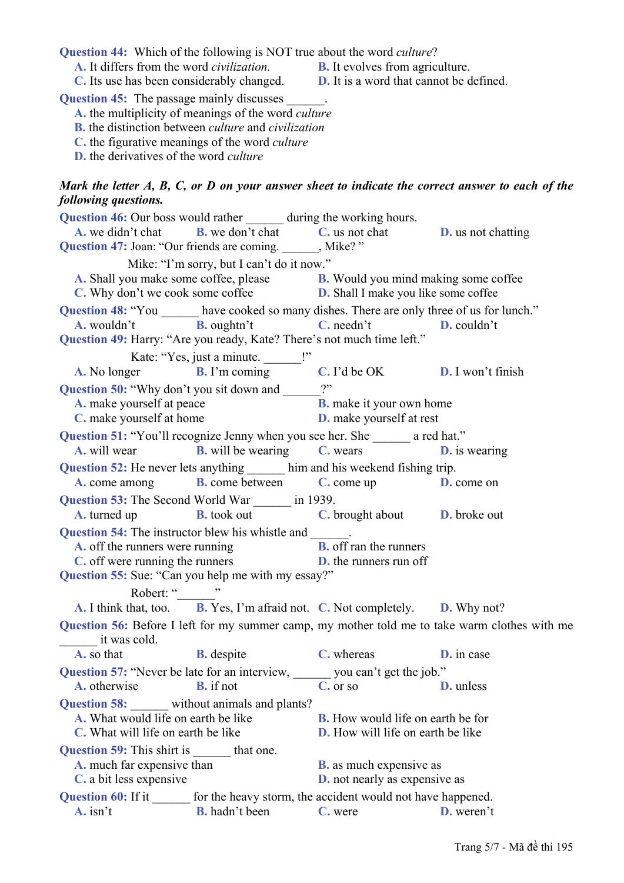**Question 44:** Which of the following is NOT true about the word *culture*?

A. It differs from the word *civilization.*
B. It evolves from agriculture.
C. Its use has been considerably changed.
D. It is a word that cannot be defined.

**Question 45:** The passage mainly discusses ______.

A. the multiplicity of meanings of the word *culture*
B. the distinction between *culture* and *civilization*
C. the figurative meanings of the word *culture*
D. the derivatives of the word *culture*

***Mark the letter A, B, C, or D on your answer sheet to indicate the correct answer to each of the following questions.***

**Question 46:** Our boss would rather ______ during the working hours.

A. we didn't chat
B. we don't chat
C. us not chat
D. us not chatting

**Question 47:** Joan: "Our friends are coming. ______, Mike? "

Mike: "I'm sorry, but I can't do it now."

A. Shall you make some coffee, please
B. Would you mind making some coffee
C. Why don't we cook some coffee
D. Shall I make you like some coffee

**Question 48:** "You ______ have cooked so many dishes. There are only three of us for lunch."

A. wouldn't
B. oughtn't
C. needn't
D. couldn't

**Question 49:** Harry: "Are you ready, Kate? There's not much time left."

Kate: "Yes, just a minute. ______!"

A. No longer
B. I'm coming
C. I'd be OK
D. I won't finish

**Question 50:** "Why don't you sit down and ______?"

A. make yourself at peace
B. make it your own home
C. make yourself at home
D. make yourself at rest

**Question 51:** "You'll recognize Jenny when you see her. She ______ a red hat."

A. will wear
B. will be wearing
C. wears
D. is wearing

**Question 52:** He never lets anything ______ him and his weekend fishing trip.

A. come among
B. come between
C. come up
D. come on

**Question 53:** The Second World War ______ in 1939.

A. turned up
B. took out
C. brought about
D. broke out

**Question 54:** The instructor blew his whistle and ______.

A. off the runners were running
B. off ran the runners
C. off were running the runners
D. the runners run off

**Question 55:** Sue: "Can you help me with my essay?"

Robert: "______"

A. I think that, too.
B. Yes, I'm afraid not.
C. Not completely.
D. Why not?

**Question 56:** Before I left for my summer camp, my mother told me to take warm clothes with me ______ it was cold.

A. so that
B. despite
C. whereas
D. in case

**Question 57:** "Never be late for an interview, ______ you can't get the job."

A. otherwise
B. if not
C. or so
D. unless

**Question 58:** ______ without animals and plants?

A. What would life on earth be like
B. How would life on earth be for
C. What will life on earth be like
D. How will life on earth be like

**Question 59:** This shirt is ______ that one.

A. much far expensive than
B. as much expensive as
C. a bit less expensive
D. not nearly as expensive as

**Question 60:** If it ______ for the heavy storm, the accident would not have happened.

A. isn't
B. hadn't been
C. were
D. weren't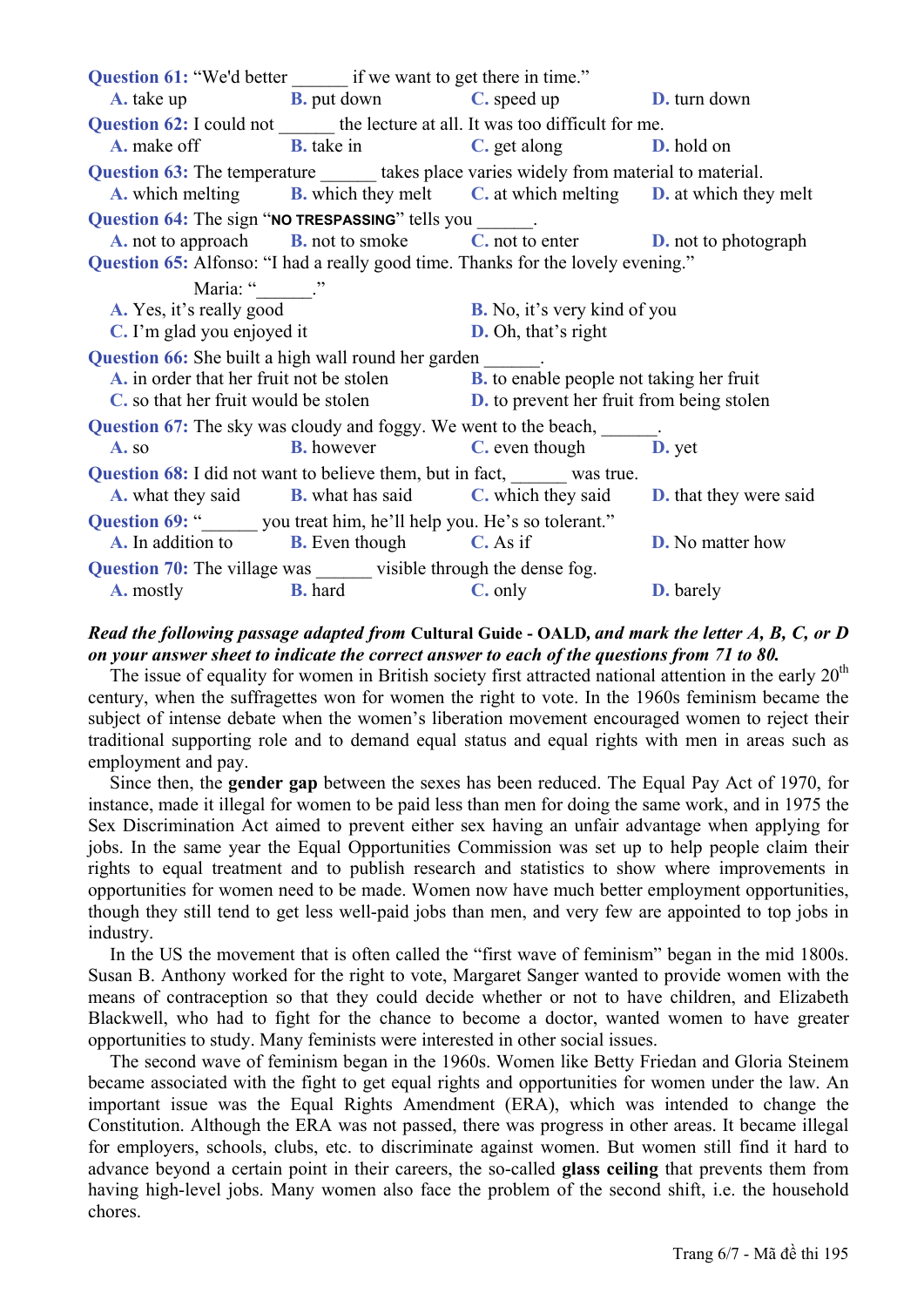**Question 61:** "We'd better ______ if we want to get there in time."

A. take up　　B. put down　　C. speed up　　D. turn down

**Question 62:** I could not ______ the lecture at all. It was too difficult for me.

A. make off　　B. take in　　C. get along　　D. hold on

**Question 63:** The temperature ______ takes place varies widely from material to material.

A. which melting　　B. which they melt　　C. at which melting　　D. at which they melt

**Question 64:** The sign "**NO TRESPASSING**" tells you ______.

A. not to approach　　B. not to smoke　　C. not to enter　　D. not to photograph

**Question 65:** Alfonso: "I had a really good time. Thanks for the lovely evening."

Maria: "______."

A. Yes, it's really good　　B. No, it's very kind of you

C. I'm glad you enjoyed it　　D. Oh, that's right

**Question 66:** She built a high wall round her garden ______.

A. in order that her fruit not be stolen　　B. to enable people not taking her fruit

C. so that her fruit would be stolen　　D. to prevent her fruit from being stolen

**Question 67:** The sky was cloudy and foggy. We went to the beach, ______.

A. so　　B. however　　C. even though　　D. yet

**Question 68:** I did not want to believe them, but in fact, ______ was true.

A. what they said　　B. what has said　　C. which they said　　D. that they were said

**Question 69:** "______ you treat him, he'll help you. He's so tolerant."

A. In addition to　　B. Even though　　C. As if　　D. No matter how

**Question 70:** The village was ______ visible through the dense fog.

A. mostly　　B. hard　　C. only　　D. barely

***Read the following passage adapted from* Cultural Guide - OALD*, and mark the letter A, B, C, or D on your answer sheet to indicate the correct answer to each of the questions from 71 to 80.***

The issue of equality for women in British society first attracted national attention in the early 20th century, when the suffragettes won for women the right to vote. In the 1960s feminism became the subject of intense debate when the women's liberation movement encouraged women to reject their traditional supporting role and to demand equal status and equal rights with men in areas such as employment and pay.

Since then, the **gender gap** between the sexes has been reduced. The Equal Pay Act of 1970, for instance, made it illegal for women to be paid less than men for doing the same work, and in 1975 the Sex Discrimination Act aimed to prevent either sex having an unfair advantage when applying for jobs. In the same year the Equal Opportunities Commission was set up to help people claim their rights to equal treatment and to publish research and statistics to show where improvements in opportunities for women need to be made. Women now have much better employment opportunities, though they still tend to get less well-paid jobs than men, and very few are appointed to top jobs in industry.

In the US the movement that is often called the "first wave of feminism" began in the mid 1800s. Susan B. Anthony worked for the right to vote, Margaret Sanger wanted to provide women with the means of contraception so that they could decide whether or not to have children, and Elizabeth Blackwell, who had to fight for the chance to become a doctor, wanted women to have greater opportunities to study. Many feminists were interested in other social issues.

The second wave of feminism began in the 1960s. Women like Betty Friedan and Gloria Steinem became associated with the fight to get equal rights and opportunities for women under the law. An important issue was the Equal Rights Amendment (ERA), which was intended to change the Constitution. Although the ERA was not passed, there was progress in other areas. It became illegal for employers, schools, clubs, etc. to discriminate against women. But women still find it hard to advance beyond a certain point in their careers, the so-called **glass ceiling** that prevents them from having high-level jobs. Many women also face the problem of the second shift, i.e. the household chores.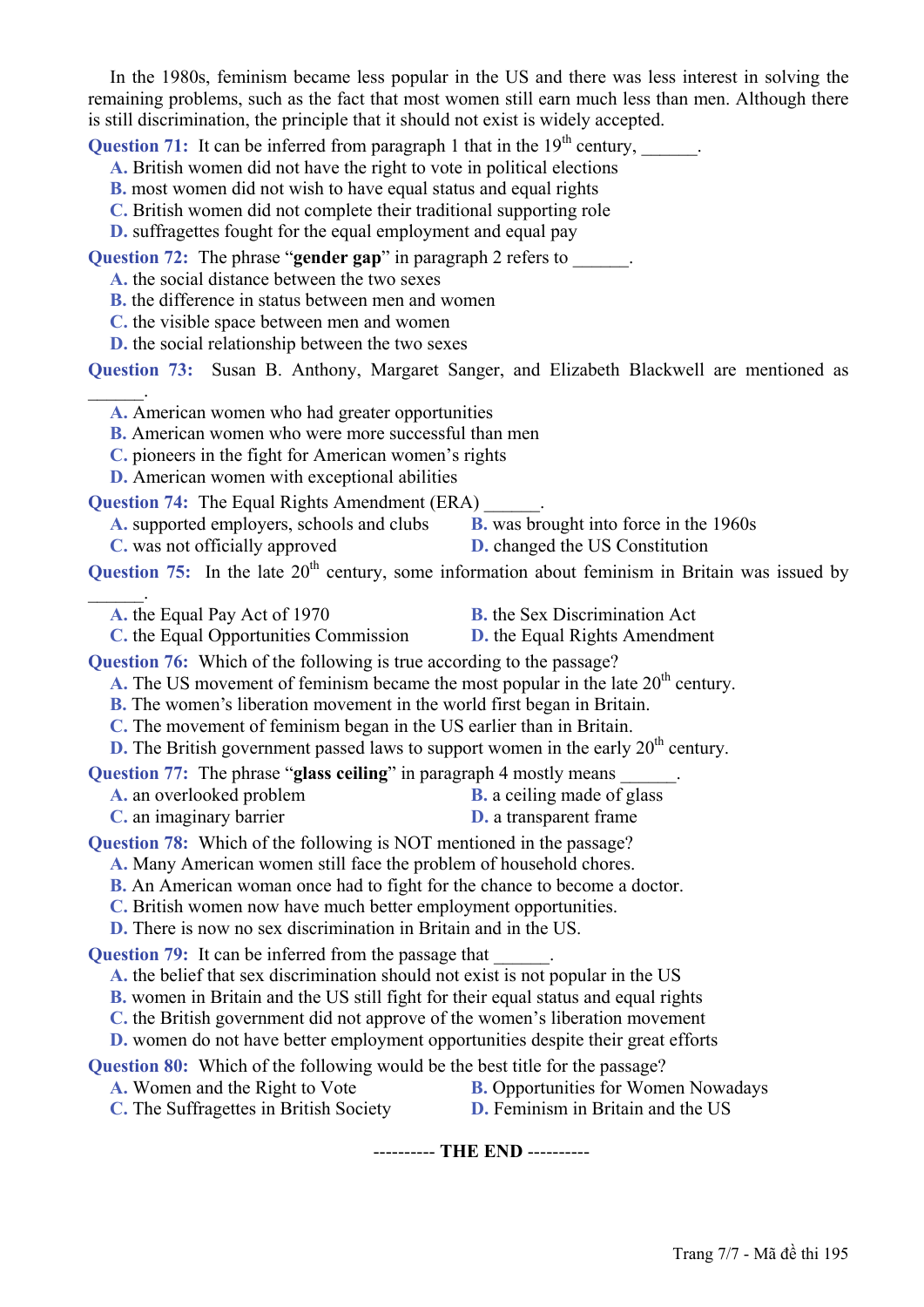In the 1980s, feminism became less popular in the US and there was less interest in solving the remaining problems, such as the fact that most women still earn much less than men. Although there is still discrimination, the principle that it should not exist is widely accepted.

**Question 71:** It can be inferred from paragraph 1 that in the 19th century, ______.

A. British women did not have the right to vote in political elections
B. most women did not wish to have equal status and equal rights
C. British women did not complete their traditional supporting role
D. suffragettes fought for the equal employment and equal pay

**Question 72:** The phrase "**gender gap**" in paragraph 2 refers to ______.

A. the social distance between the two sexes
B. the difference in status between men and women
C. the visible space between men and women
D. the social relationship between the two sexes

**Question 73:** Susan B. Anthony, Margaret Sanger, and Elizabeth Blackwell are mentioned as ______.

A. American women who had greater opportunities
B. American women who were more successful than men
C. pioneers in the fight for American women's rights
D. American women with exceptional abilities

**Question 74:** The Equal Rights Amendment (ERA) ______.

A. supported employers, schools and clubs
B. was brought into force in the 1960s
C. was not officially approved
D. changed the US Constitution

**Question 75:** In the late 20th century, some information about feminism in Britain was issued by ______.

A. the Equal Pay Act of 1970
B. the Sex Discrimination Act
C. the Equal Opportunities Commission
D. the Equal Rights Amendment

**Question 76:** Which of the following is true according to the passage?

A. The US movement of feminism became the most popular in the late 20th century.
B. The women's liberation movement in the world first began in Britain.
C. The movement of feminism began in the US earlier than in Britain.
D. The British government passed laws to support women in the early 20th century.

**Question 77:** The phrase "**glass ceiling**" in paragraph 4 mostly means ______.

A. an overlooked problem
B. a ceiling made of glass
C. an imaginary barrier
D. a transparent frame

**Question 78:** Which of the following is NOT mentioned in the passage?

A. Many American women still face the problem of household chores.
B. An American woman once had to fight for the chance to become a doctor.
C. British women now have much better employment opportunities.
D. There is now no sex discrimination in Britain and in the US.

**Question 79:** It can be inferred from the passage that ______.

A. the belief that sex discrimination should not exist is not popular in the US
B. women in Britain and the US still fight for their equal status and equal rights
C. the British government did not approve of the women's liberation movement
D. women do not have better employment opportunities despite their great efforts

**Question 80:** Which of the following would be the best title for the passage?

A. Women and the Right to Vote
B. Opportunities for Women Nowadays
C. The Suffragettes in British Society
D. Feminism in Britain and the US

---------- **THE END** ----------